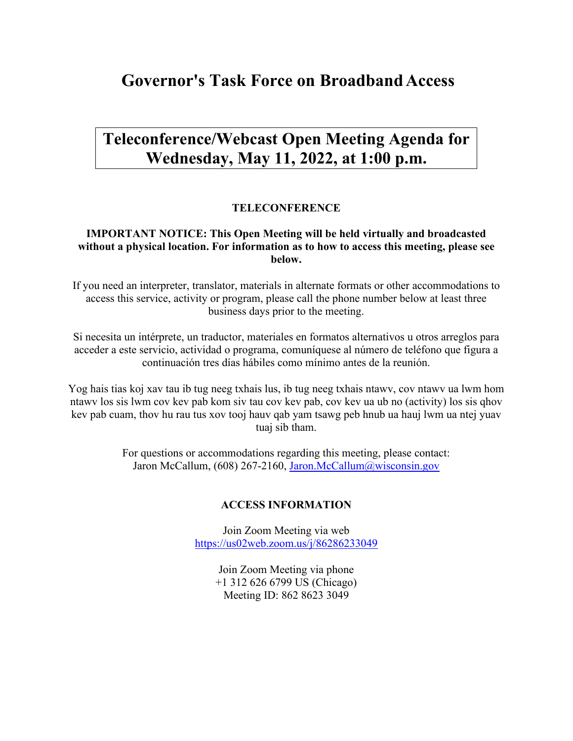# Governor's Task Force on Broadband Access

## Teleconference/Webcast Open Meeting Agenda for Wednesday, May 11, 2022, at 1:00 p.m.

**TELECONFERENCE**

**IMPORTANT NOTICE: This Open Meeting will be held virtually and broadcasted without a physical location. For information as to how to access this meeting, please see below.**

If you need an interpreter, translator, materials in alternate formats or other accommodations to access this service, activity or program, please call the phone number below at least three business days prior to the meeting.

Si necesita un intérprete, un traductor, materiales en formatos alternativos u otros arreglos para acceder a este servicio, actividad o programa, comuníquese al número de teléfono que figura a continuación tres días hábiles como mínimo antes de la reunión.

Yog hais tias koj xav tau ib tug neeg txhais lus, ib tug neeg txhais ntawv, cov ntawv ua lwm hom ntawv los sis lwm cov kev pab kom siv tau cov kev pab, cov kev ua ub no (activity) los sis qhov kev pab cuam, thov hu rau tus xov tooj hauv qab yam tsawg peb hnub ua hauj lwm ua ntej yuav tuaj sib tham.

For questions or accommodations regarding this meeting, please contact:
Jaron McCallum, (608) 267-2160, Jaron.McCallum@wisconsin.gov

**ACCESS INFORMATION**

Join Zoom Meeting via web
https://us02web.zoom.us/j/86286233049

Join Zoom Meeting via phone
+1 312 626 6799 US (Chicago)
Meeting ID: 862 8623 3049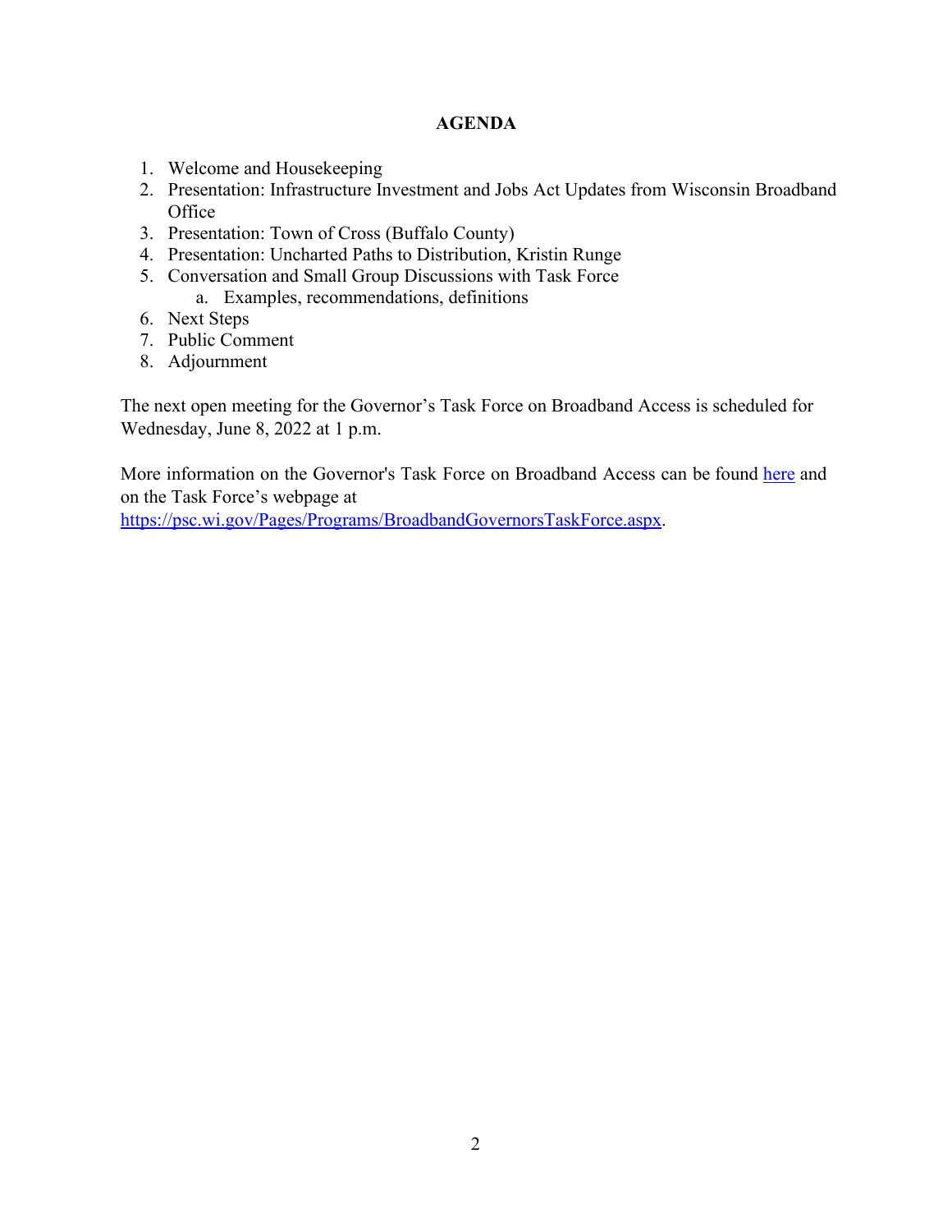**AGENDA**

1. Welcome and Housekeeping
2. Presentation: Infrastructure Investment and Jobs Act Updates from Wisconsin Broadband Office
3. Presentation: Town of Cross (Buffalo County)
4. Presentation: Uncharted Paths to Distribution, Kristin Runge
5. Conversation and Small Group Discussions with Task Force
   a. Examples, recommendations, definitions
6. Next Steps
7. Public Comment
8. Adjournment

The next open meeting for the Governor's Task Force on Broadband Access is scheduled for Wednesday, June 8, 2022 at 1 p.m.

More information on the Governor's Task Force on Broadband Access can be found here and on the Task Force's webpage at https://psc.wi.gov/Pages/Programs/BroadbandGovernorsTaskForce.aspx.